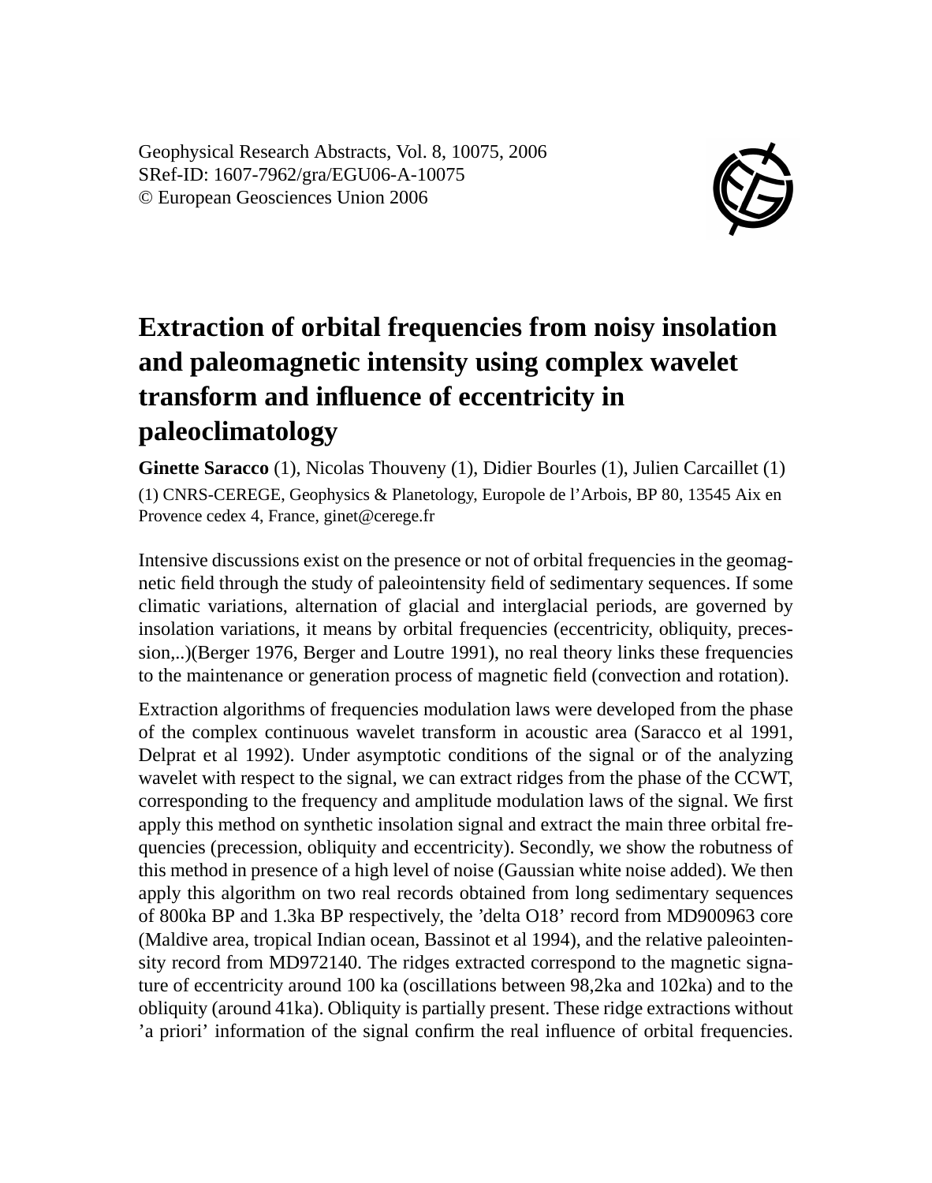# Extraction of orbital frequencies from noisy insolation and paleomagnetic intensity using complex wavelet transform and influence of eccentricity in paleoclimatology

**Ginette Saracco** (1), Nicolas Thouveny (1), Didier Bourles (1), Julien Carcaillet (1)

(1) CNRS-CEREGE, Geophysics & Planetology, Europole de l'Arbois, BP 80, 13545 Aix en Provence cedex 4, France, ginet@cerege.fr

Intensive discussions exist on the presence or not of orbital frequencies in the geomagnetic field through the study of paleointensity field of sedimentary sequences. If some climatic variations, alternation of glacial and interglacial periods, are governed by insolation variations, it means by orbital frequencies (eccentricity, obliquity, precession,..)(Berger 1976, Berger and Loutre 1991), no real theory links these frequencies to the maintenance or generation process of magnetic field (convection and rotation).

Extraction algorithms of frequencies modulation laws were developed from the phase of the complex continuous wavelet transform in acoustic area (Saracco et al 1991, Delprat et al 1992). Under asymptotic conditions of the signal or of the analyzing wavelet with respect to the signal, we can extract ridges from the phase of the CCWT, corresponding to the frequency and amplitude modulation laws of the signal. We first apply this method on synthetic insolation signal and extract the main three orbital frequencies (precession, obliquity and eccentricity). Secondly, we show the robustness of this method in presence of a high level of noise (Gaussian white noise added). We then apply this algorithm on two real records obtained from long sedimentary sequences of 800ka BP and 1.3ka BP respectively, the 'delta O18' record from MD900963 core (Maldive area, tropical Indian ocean, Bassinot et al 1994), and the relative paleointensity record from MD972140. The ridges extracted correspond to the magnetic signature of eccentricity around 100 ka (oscillations between 98,2ka and 102ka) and to the obliquity (around 41ka). Obliquity is partially present. These ridge extractions without 'a priori' information of the signal confirm the real influence of orbital frequencies.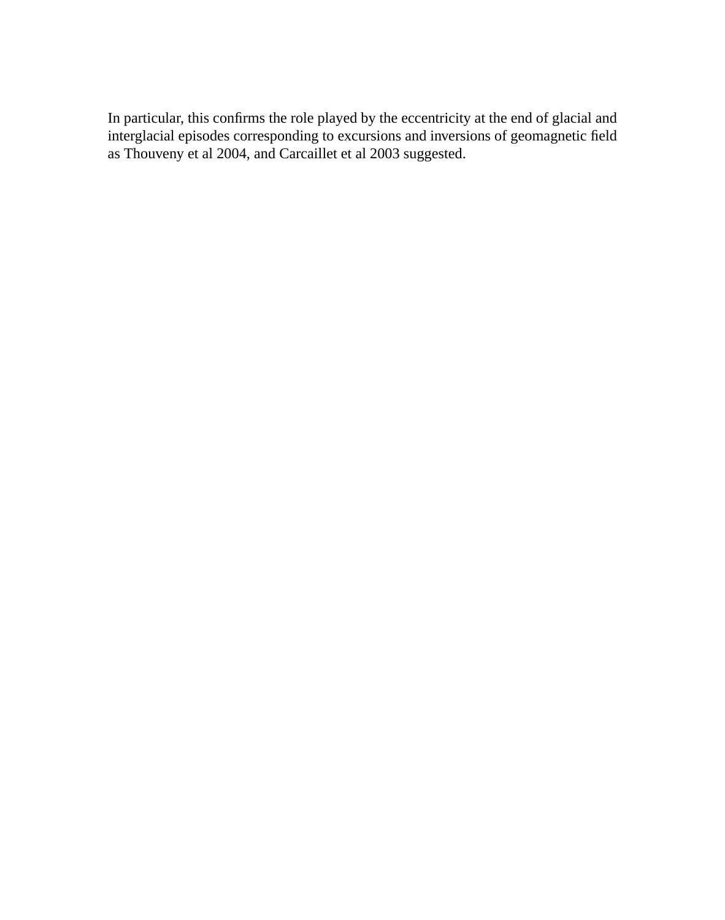In particular, this confirms the role played by the eccentricity at the end of glacial and interglacial episodes corresponding to excursions and inversions of geomagnetic field as Thouveny et al 2004, and Carcaillet et al 2003 suggested.